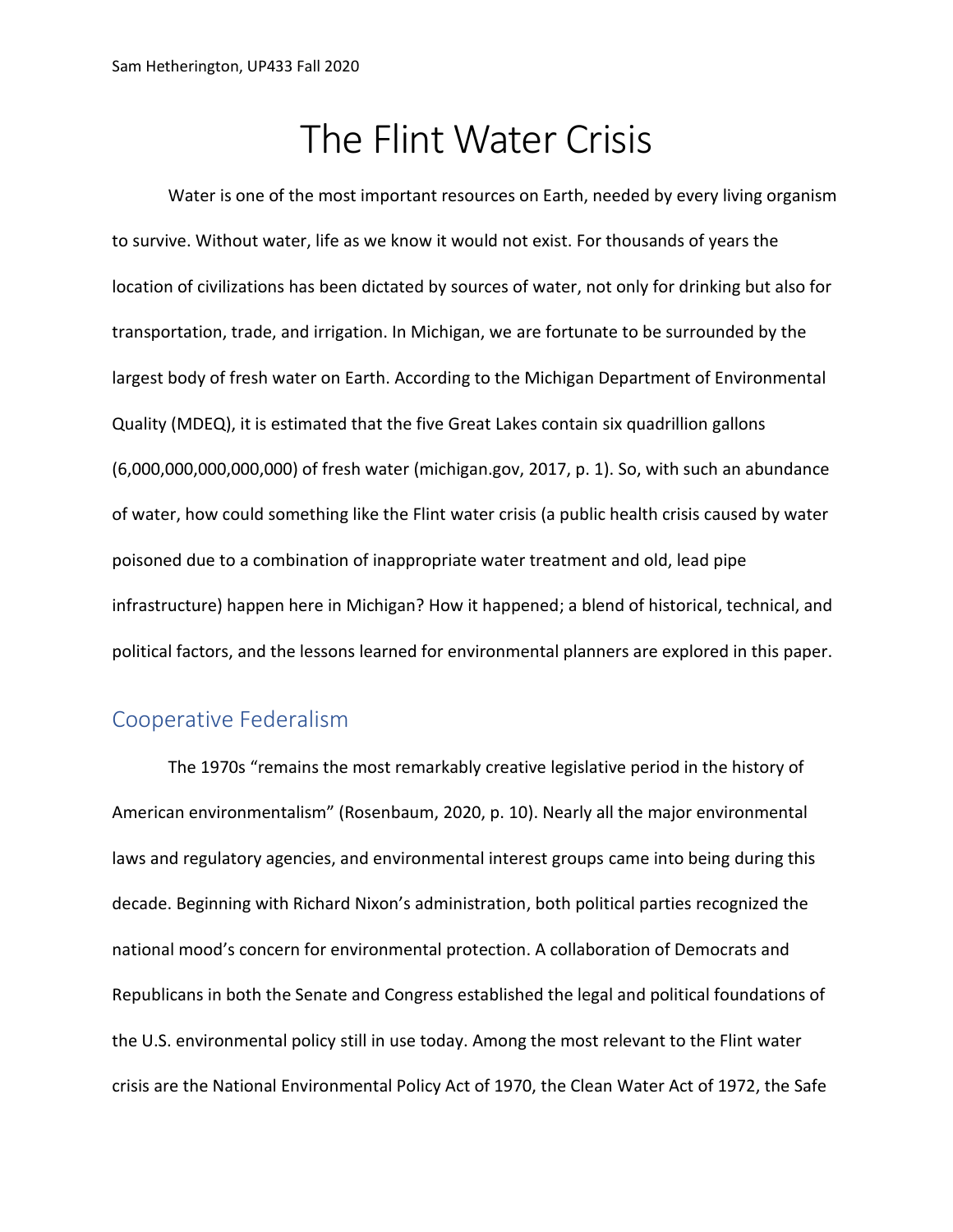# The Flint Water Crisis

Water is one of the most important resources on Earth, needed by every living organism to survive. Without water, life as we know it would not exist. For thousands of years the location of civilizations has been dictated by sources of water, not only for drinking but also for transportation, trade, and irrigation. In Michigan, we are fortunate to be surrounded by the largest body of fresh water on Earth. According to the Michigan Department of Environmental Quality (MDEQ), it is estimated that the five Great Lakes contain six quadrillion gallons (6,000,000,000,000,000) of fresh water (michigan.gov, 2017, p. 1). So, with such an abundance of water, how could something like the Flint water crisis (a public health crisis caused by water poisoned due to a combination of inappropriate water treatment and old, lead pipe infrastructure) happen here in Michigan? How it happened; a blend of historical, technical, and political factors, and the lessons learned for environmental planners are explored in this paper.

## Cooperative Federalism

The 1970s "remains the most remarkably creative legislative period in the history of American environmentalism" (Rosenbaum, 2020, p. 10). Nearly all the major environmental laws and regulatory agencies, and environmental interest groups came into being during this decade. Beginning with Richard Nixon's administration, both political parties recognized the national mood's concern for environmental protection. A collaboration of Democrats and Republicans in both the Senate and Congress established the legal and political foundations of the U.S. environmental policy still in use today. Among the most relevant to the Flint water crisis are the National Environmental Policy Act of 1970, the Clean Water Act of 1972, the Safe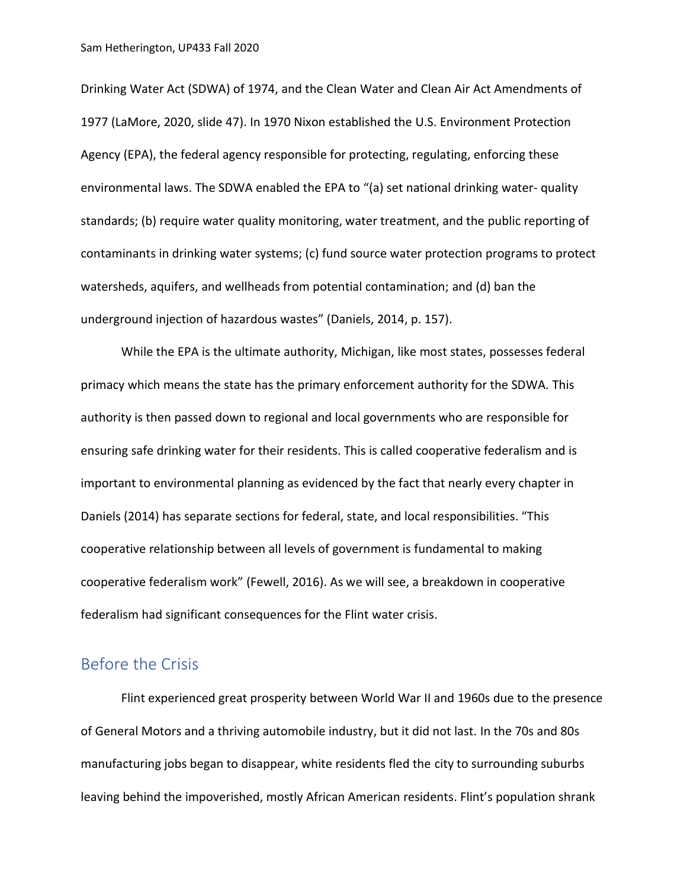Drinking Water Act (SDWA) of 1974, and the Clean Water and Clean Air Act Amendments of 1977 (LaMore, 2020, slide 47). In 1970 Nixon established the U.S. Environment Protection Agency (EPA), the federal agency responsible for protecting, regulating, enforcing these environmental laws. The SDWA enabled the EPA to "(a) set national drinking water- quality standards; (b) require water quality monitoring, water treatment, and the public reporting of contaminants in drinking water systems; (c) fund source water protection programs to protect watersheds, aquifers, and wellheads from potential contamination; and (d) ban the underground injection of hazardous wastes" (Daniels, 2014, p. 157).

While the EPA is the ultimate authority, Michigan, like most states, possesses federal primacy which means the state has the primary enforcement authority for the SDWA. This authority is then passed down to regional and local governments who are responsible for ensuring safe drinking water for their residents. This is called cooperative federalism and is important to environmental planning as evidenced by the fact that nearly every chapter in Daniels (2014) has separate sections for federal, state, and local responsibilities. "This cooperative relationship between all levels of government is fundamental to making cooperative federalism work" (Fewell, 2016). As we will see, a breakdown in cooperative federalism had significant consequences for the Flint water crisis.

## Before the Crisis

Flint experienced great prosperity between World War II and 1960s due to the presence of General Motors and a thriving automobile industry, but it did not last. In the 70s and 80s manufacturing jobs began to disappear, white residents fled the city to surrounding suburbs leaving behind the impoverished, mostly African American residents. Flint's population shrank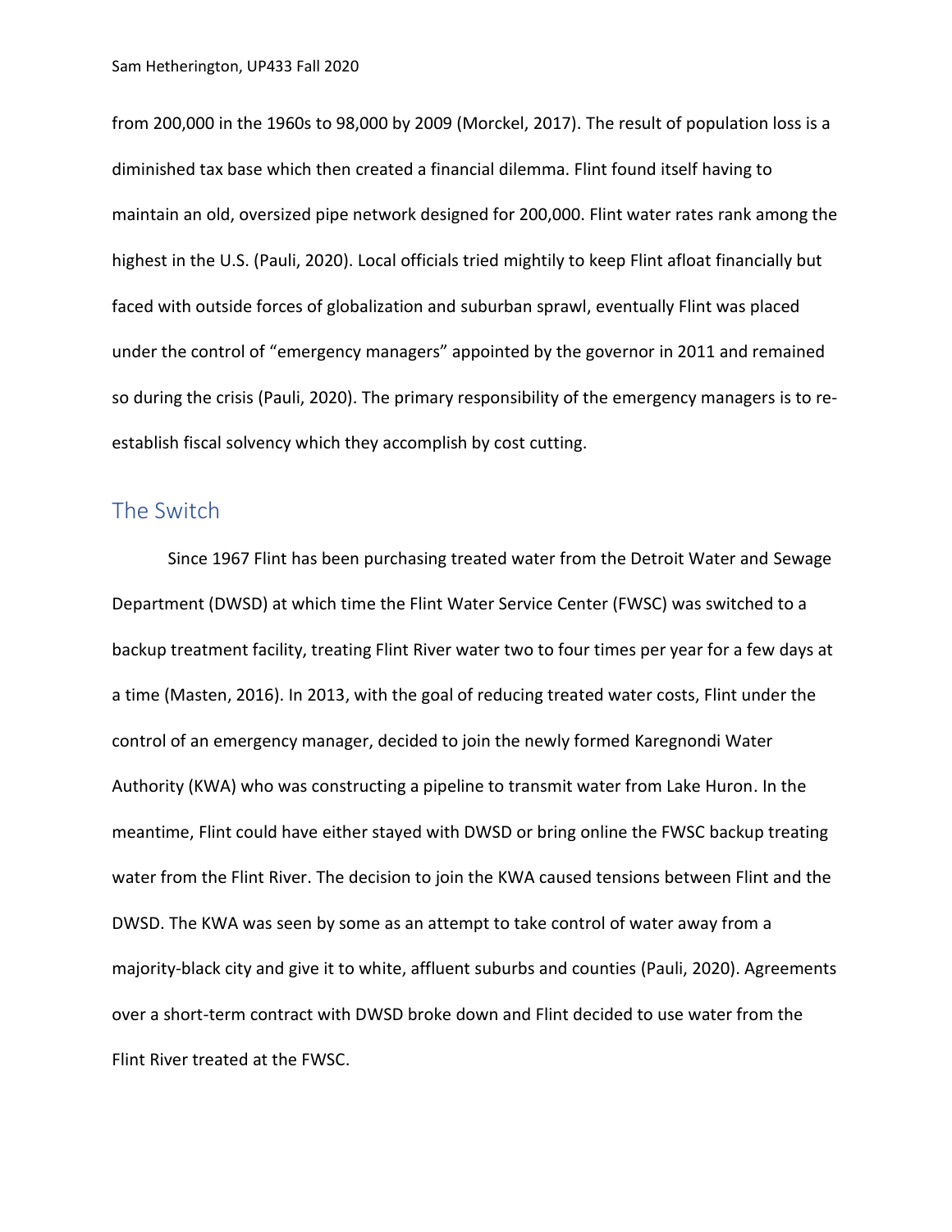from 200,000 in the 1960s to 98,000 by 2009 (Morckel, 2017). The result of population loss is a diminished tax base which then created a financial dilemma. Flint found itself having to maintain an old, oversized pipe network designed for 200,000. Flint water rates rank among the highest in the U.S. (Pauli, 2020). Local officials tried mightily to keep Flint afloat financially but faced with outside forces of globalization and suburban sprawl, eventually Flint was placed under the control of "emergency managers" appointed by the governor in 2011 and remained so during the crisis (Pauli, 2020). The primary responsibility of the emergency managers is to re-establish fiscal solvency which they accomplish by cost cutting.

## The Switch

Since 1967 Flint has been purchasing treated water from the Detroit Water and Sewage Department (DWSD) at which time the Flint Water Service Center (FWSC) was switched to a backup treatment facility, treating Flint River water two to four times per year for a few days at a time (Masten, 2016). In 2013, with the goal of reducing treated water costs, Flint under the control of an emergency manager, decided to join the newly formed Karegnondi Water Authority (KWA) who was constructing a pipeline to transmit water from Lake Huron. In the meantime, Flint could have either stayed with DWSD or bring online the FWSC backup treating water from the Flint River. The decision to join the KWA caused tensions between Flint and the DWSD. The KWA was seen by some as an attempt to take control of water away from a majority-black city and give it to white, affluent suburbs and counties (Pauli, 2020). Agreements over a short-term contract with DWSD broke down and Flint decided to use water from the Flint River treated at the FWSC.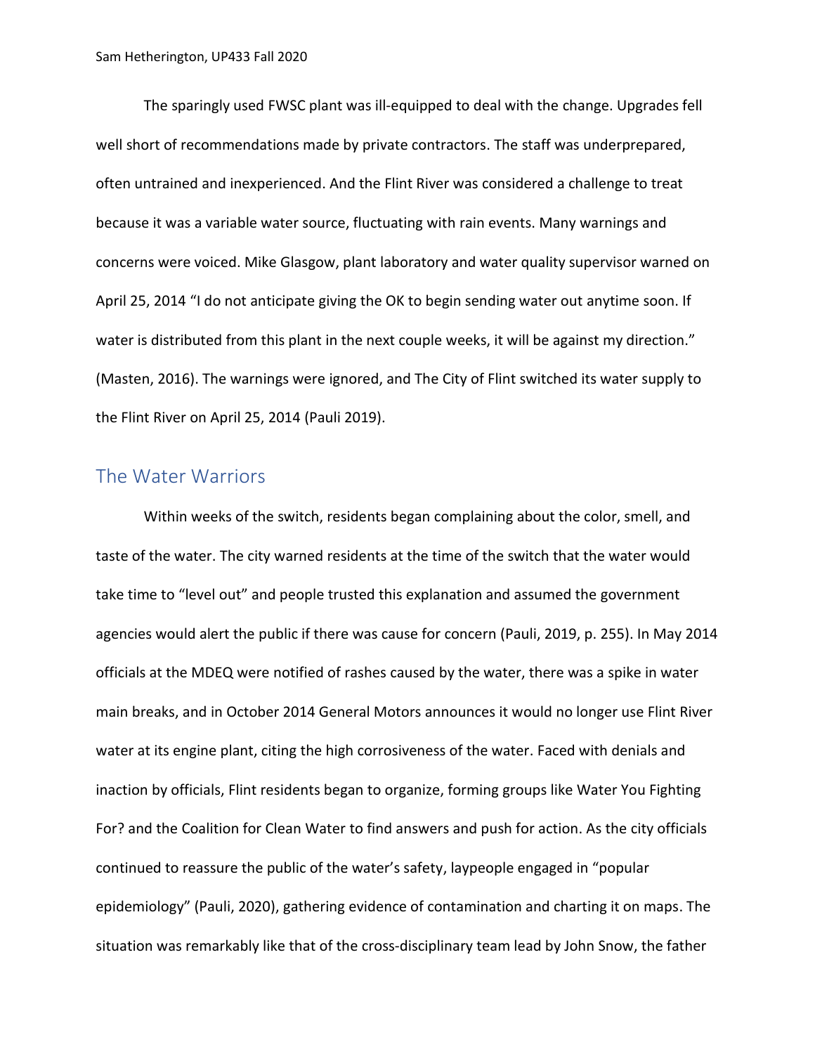The sparingly used FWSC plant was ill-equipped to deal with the change. Upgrades fell well short of recommendations made by private contractors. The staff was underprepared, often untrained and inexperienced. And the Flint River was considered a challenge to treat because it was a variable water source, fluctuating with rain events. Many warnings and concerns were voiced. Mike Glasgow, plant laboratory and water quality supervisor warned on April 25, 2014 "I do not anticipate giving the OK to begin sending water out anytime soon. If water is distributed from this plant in the next couple weeks, it will be against my direction." (Masten, 2016). The warnings were ignored, and The City of Flint switched its water supply to the Flint River on April 25, 2014 (Pauli 2019).

## The Water Warriors

Within weeks of the switch, residents began complaining about the color, smell, and taste of the water. The city warned residents at the time of the switch that the water would take time to "level out" and people trusted this explanation and assumed the government agencies would alert the public if there was cause for concern (Pauli, 2019, p. 255). In May 2014 officials at the MDEQ were notified of rashes caused by the water, there was a spike in water main breaks, and in October 2014 General Motors announces it would no longer use Flint River water at its engine plant, citing the high corrosiveness of the water. Faced with denials and inaction by officials, Flint residents began to organize, forming groups like Water You Fighting For? and the Coalition for Clean Water to find answers and push for action. As the city officials continued to reassure the public of the water's safety, laypeople engaged in "popular epidemiology" (Pauli, 2020), gathering evidence of contamination and charting it on maps. The situation was remarkably like that of the cross-disciplinary team lead by John Snow, the father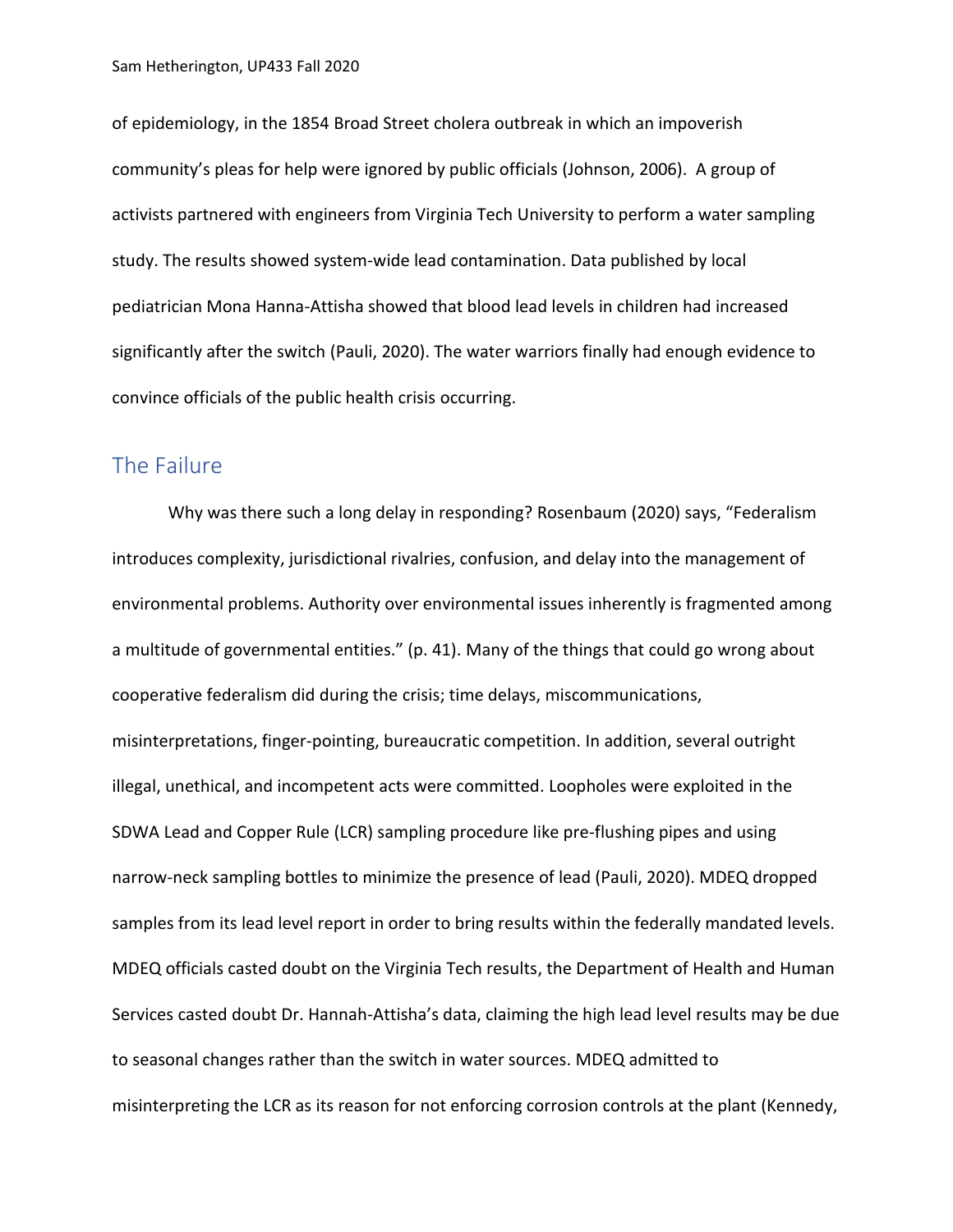of epidemiology, in the 1854 Broad Street cholera outbreak in which an impoverish community's pleas for help were ignored by public officials (Johnson, 2006). A group of activists partnered with engineers from Virginia Tech University to perform a water sampling study. The results showed system-wide lead contamination. Data published by local pediatrician Mona Hanna-Attisha showed that blood lead levels in children had increased significantly after the switch (Pauli, 2020). The water warriors finally had enough evidence to convince officials of the public health crisis occurring.

## The Failure

Why was there such a long delay in responding? Rosenbaum (2020) says, "Federalism introduces complexity, jurisdictional rivalries, confusion, and delay into the management of environmental problems. Authority over environmental issues inherently is fragmented among a multitude of governmental entities." (p. 41). Many of the things that could go wrong about cooperative federalism did during the crisis; time delays, miscommunications, misinterpretations, finger-pointing, bureaucratic competition. In addition, several outright illegal, unethical, and incompetent acts were committed. Loopholes were exploited in the SDWA Lead and Copper Rule (LCR) sampling procedure like pre-flushing pipes and using narrow-neck sampling bottles to minimize the presence of lead (Pauli, 2020). MDEQ dropped samples from its lead level report in order to bring results within the federally mandated levels. MDEQ officials casted doubt on the Virginia Tech results, the Department of Health and Human Services casted doubt Dr. Hannah-Attisha's data, claiming the high lead level results may be due to seasonal changes rather than the switch in water sources. MDEQ admitted to misinterpreting the LCR as its reason for not enforcing corrosion controls at the plant (Kennedy,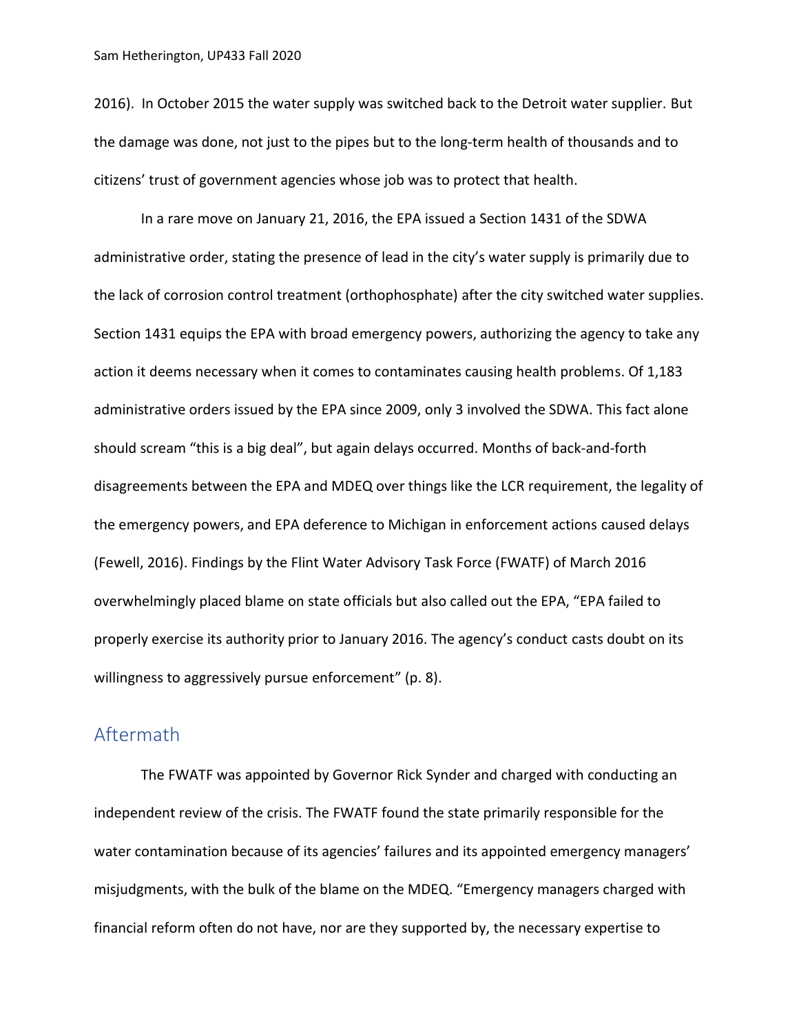2016). In October 2015 the water supply was switched back to the Detroit water supplier. But the damage was done, not just to the pipes but to the long-term health of thousands and to citizens' trust of government agencies whose job was to protect that health.

In a rare move on January 21, 2016, the EPA issued a Section 1431 of the SDWA administrative order, stating the presence of lead in the city's water supply is primarily due to the lack of corrosion control treatment (orthophosphate) after the city switched water supplies. Section 1431 equips the EPA with broad emergency powers, authorizing the agency to take any action it deems necessary when it comes to contaminates causing health problems. Of 1,183 administrative orders issued by the EPA since 2009, only 3 involved the SDWA. This fact alone should scream "this is a big deal", but again delays occurred. Months of back-and-forth disagreements between the EPA and MDEQ over things like the LCR requirement, the legality of the emergency powers, and EPA deference to Michigan in enforcement actions caused delays (Fewell, 2016). Findings by the Flint Water Advisory Task Force (FWATF) of March 2016 overwhelmingly placed blame on state officials but also called out the EPA, "EPA failed to properly exercise its authority prior to January 2016. The agency's conduct casts doubt on its willingness to aggressively pursue enforcement" (p. 8).

## Aftermath

The FWATF was appointed by Governor Rick Synder and charged with conducting an independent review of the crisis. The FWATF found the state primarily responsible for the water contamination because of its agencies' failures and its appointed emergency managers' misjudgments, with the bulk of the blame on the MDEQ. "Emergency managers charged with financial reform often do not have, nor are they supported by, the necessary expertise to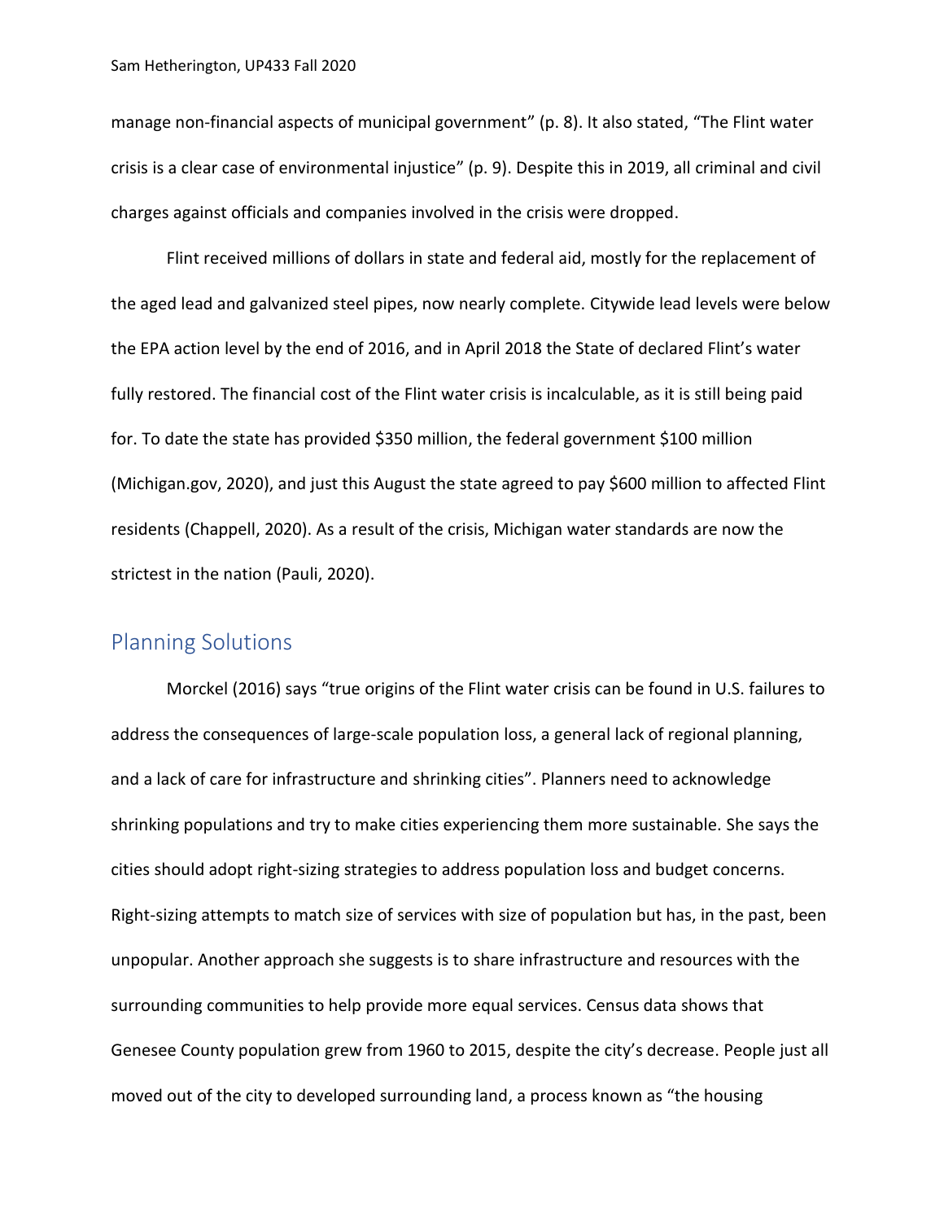manage non-financial aspects of municipal government" (p. 8). It also stated, "The Flint water crisis is a clear case of environmental injustice" (p. 9). Despite this in 2019, all criminal and civil charges against officials and companies involved in the crisis were dropped.

Flint received millions of dollars in state and federal aid, mostly for the replacement of the aged lead and galvanized steel pipes, now nearly complete. Citywide lead levels were below the EPA action level by the end of 2016, and in April 2018 the State of declared Flint's water fully restored. The financial cost of the Flint water crisis is incalculable, as it is still being paid for. To date the state has provided $350 million, the federal government $100 million (Michigan.gov, 2020), and just this August the state agreed to pay $600 million to affected Flint residents (Chappell, 2020). As a result of the crisis, Michigan water standards are now the strictest in the nation (Pauli, 2020).

## Planning Solutions

Morckel (2016) says "true origins of the Flint water crisis can be found in U.S. failures to address the consequences of large-scale population loss, a general lack of regional planning, and a lack of care for infrastructure and shrinking cities". Planners need to acknowledge shrinking populations and try to make cities experiencing them more sustainable. She says the cities should adopt right-sizing strategies to address population loss and budget concerns. Right-sizing attempts to match size of services with size of population but has, in the past, been unpopular. Another approach she suggests is to share infrastructure and resources with the surrounding communities to help provide more equal services. Census data shows that Genesee County population grew from 1960 to 2015, despite the city's decrease. People just all moved out of the city to developed surrounding land, a process known as "the housing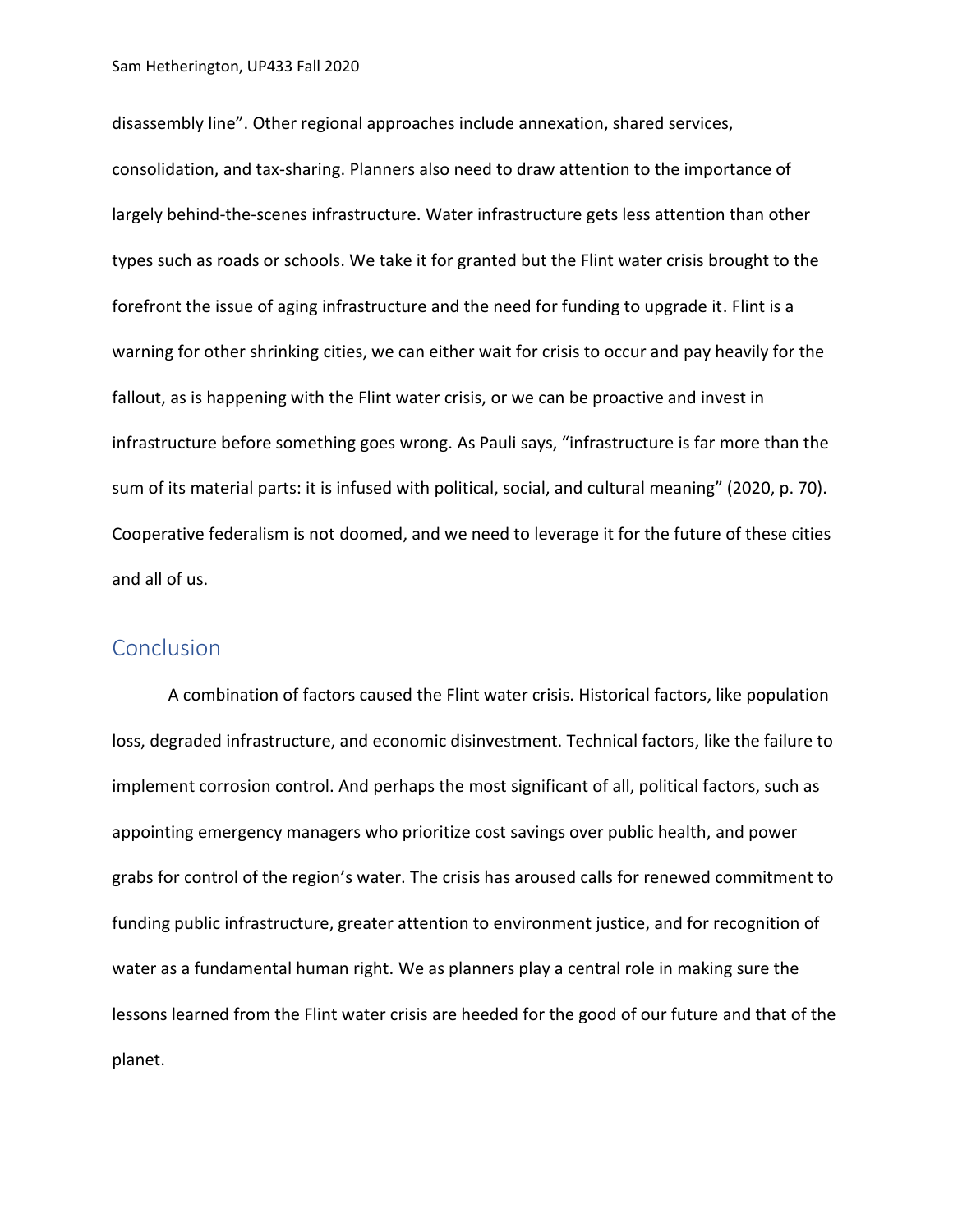disassembly line". Other regional approaches include annexation, shared services, consolidation, and tax-sharing. Planners also need to draw attention to the importance of largely behind-the-scenes infrastructure. Water infrastructure gets less attention than other types such as roads or schools. We take it for granted but the Flint water crisis brought to the forefront the issue of aging infrastructure and the need for funding to upgrade it. Flint is a warning for other shrinking cities, we can either wait for crisis to occur and pay heavily for the fallout, as is happening with the Flint water crisis, or we can be proactive and invest in infrastructure before something goes wrong. As Pauli says, "infrastructure is far more than the sum of its material parts: it is infused with political, social, and cultural meaning" (2020, p. 70). Cooperative federalism is not doomed, and we need to leverage it for the future of these cities and all of us.

## Conclusion

A combination of factors caused the Flint water crisis. Historical factors, like population loss, degraded infrastructure, and economic disinvestment. Technical factors, like the failure to implement corrosion control. And perhaps the most significant of all, political factors, such as appointing emergency managers who prioritize cost savings over public health, and power grabs for control of the region's water. The crisis has aroused calls for renewed commitment to funding public infrastructure, greater attention to environment justice, and for recognition of water as a fundamental human right. We as planners play a central role in making sure the lessons learned from the Flint water crisis are heeded for the good of our future and that of the planet.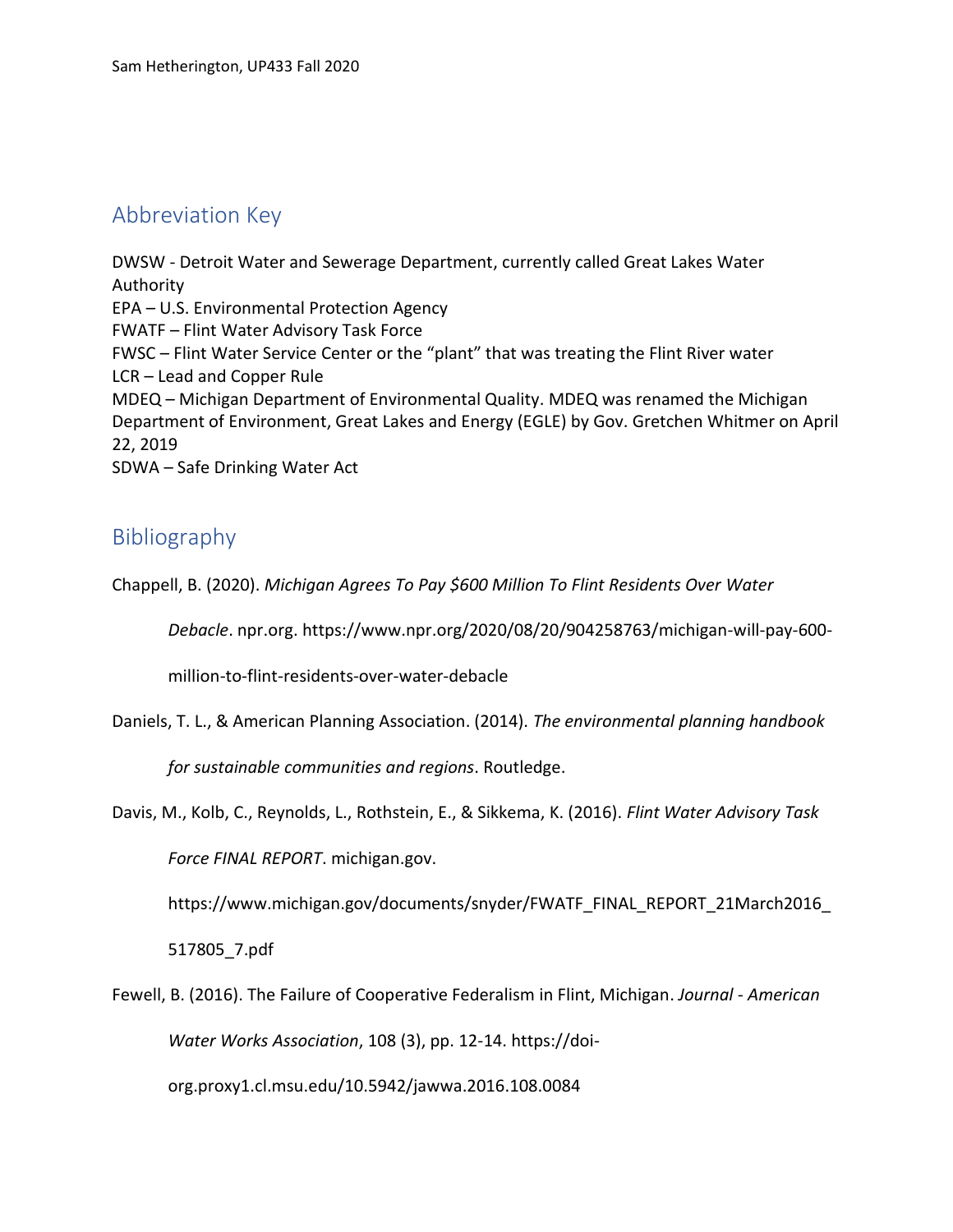## Abbreviation Key

DWSW - Detroit Water and Sewerage Department, currently called Great Lakes Water Authority
EPA – U.S. Environmental Protection Agency
FWATF – Flint Water Advisory Task Force
FWSC – Flint Water Service Center or the “plant” that was treating the Flint River water
LCR – Lead and Copper Rule
MDEQ – Michigan Department of Environmental Quality. MDEQ was renamed the Michigan Department of Environment, Great Lakes and Energy (EGLE) by Gov. Gretchen Whitmer on April 22, 2019
SDWA – Safe Drinking Water Act

## Bibliography

Chappell, B. (2020). *Michigan Agrees To Pay $600 Million To Flint Residents Over Water Debacle*. npr.org. https://www.npr.org/2020/08/20/904258763/michigan-will-pay-600-million-to-flint-residents-over-water-debacle

Daniels, T. L., & American Planning Association. (2014). *The environmental planning handbook for sustainable communities and regions*. Routledge.

Davis, M., Kolb, C., Reynolds, L., Rothstein, E., & Sikkema, K. (2016). *Flint Water Advisory Task Force FINAL REPORT*. michigan.gov. https://www.michigan.gov/documents/snyder/FWATF_FINAL_REPORT_21March2016_517805_7.pdf

Fewell, B. (2016). The Failure of Cooperative Federalism in Flint, Michigan. *Journal - American Water Works Association*, 108 (3), pp. 12-14. https://doi-org.proxy1.cl.msu.edu/10.5942/jawwa.2016.108.0084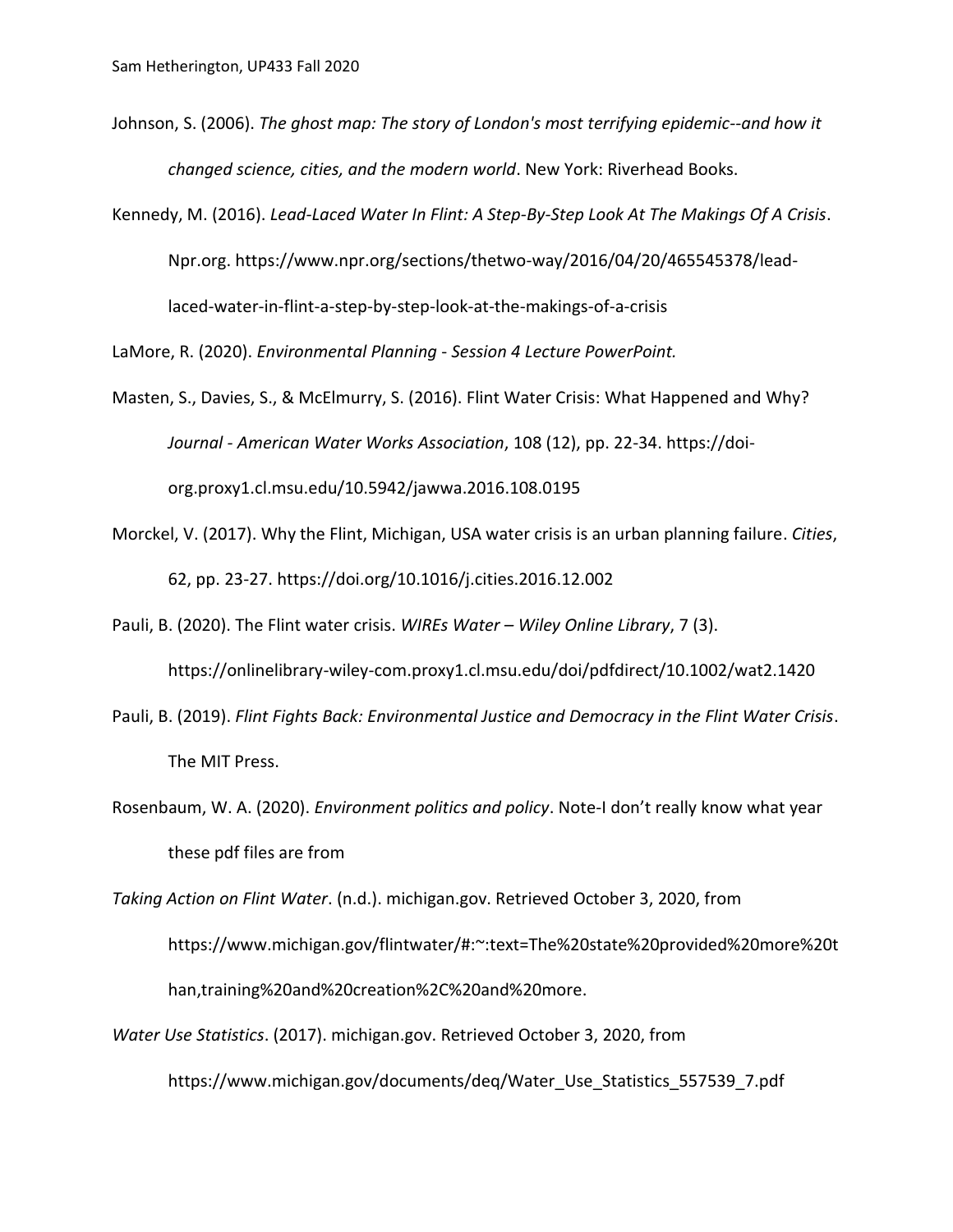Johnson, S. (2006). *The ghost map: The story of London's most terrifying epidemic--and how it changed science, cities, and the modern world*. New York: Riverhead Books.

Kennedy, M. (2016). *Lead-Laced Water In Flint: A Step-By-Step Look At The Makings Of A Crisis*. Npr.org. https://www.npr.org/sections/thetwo-way/2016/04/20/465545378/lead-laced-water-in-flint-a-step-by-step-look-at-the-makings-of-a-crisis

LaMore, R. (2020). *Environmental Planning - Session 4 Lecture PowerPoint.*

Masten, S., Davies, S., & McElmurry, S. (2016). Flint Water Crisis: What Happened and Why? *Journal - American Water Works Association*, 108 (12), pp. 22-34. https://doi-org.proxy1.cl.msu.edu/10.5942/jawwa.2016.108.0195

Morckel, V. (2017). Why the Flint, Michigan, USA water crisis is an urban planning failure. *Cities*, 62, pp. 23-27. https://doi.org/10.1016/j.cities.2016.12.002

Pauli, B. (2020). The Flint water crisis. *WIREs Water – Wiley Online Library*, 7 (3). https://onlinelibrary-wiley-com.proxy1.cl.msu.edu/doi/pdfdirect/10.1002/wat2.1420

Pauli, B. (2019). *Flint Fights Back: Environmental Justice and Democracy in the Flint Water Crisis*. The MIT Press.

Rosenbaum, W. A. (2020). *Environment politics and policy*. Note-I don't really know what year these pdf files are from

*Taking Action on Flint Water*. (n.d.). michigan.gov. Retrieved October 3, 2020, from https://www.michigan.gov/flintwater/#:~:text=The%20state%20provided%20more%20than,training%20and%20creation%2C%20and%20more.

*Water Use Statistics*. (2017). michigan.gov. Retrieved October 3, 2020, from https://www.michigan.gov/documents/deq/Water_Use_Statistics_557539_7.pdf